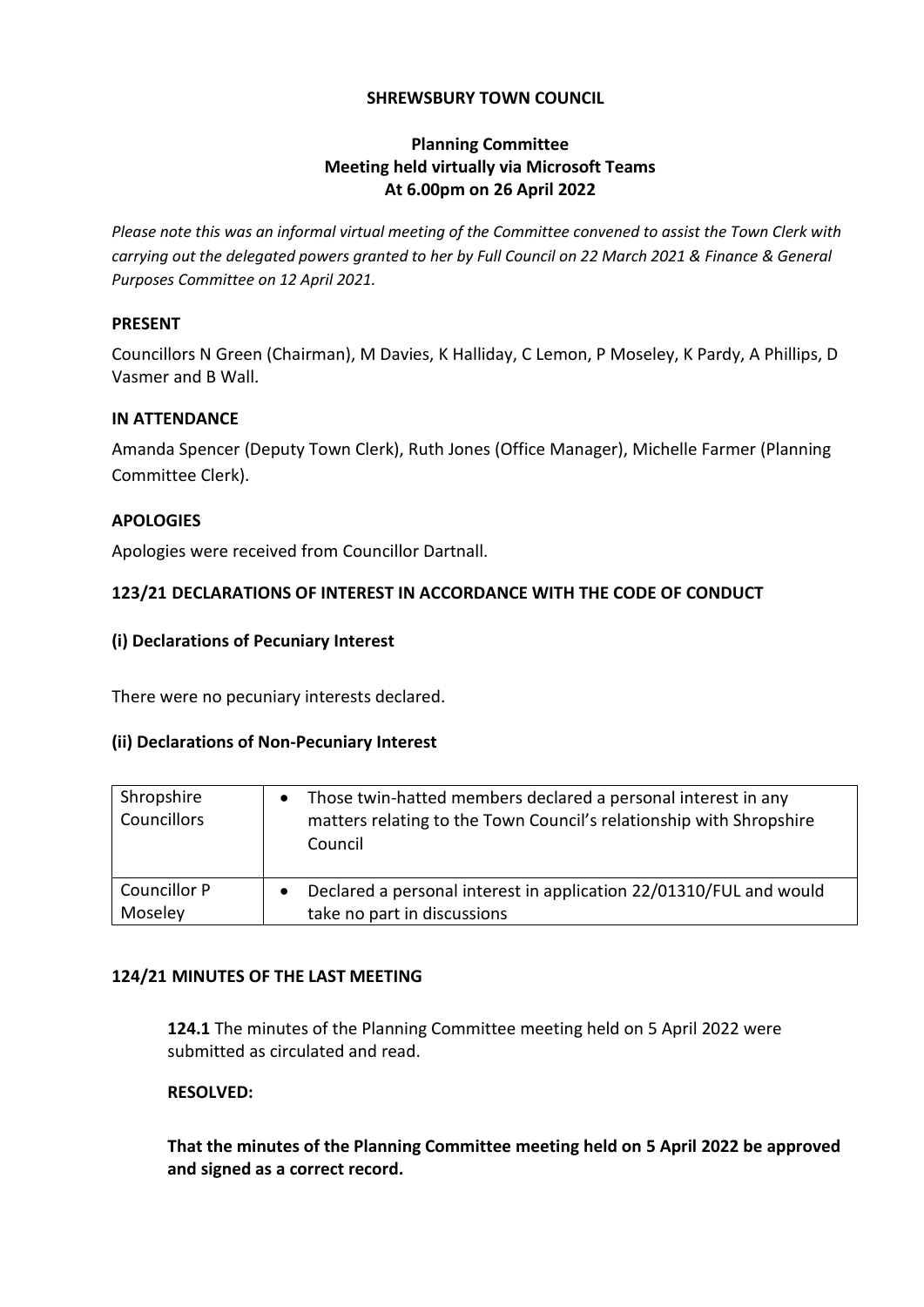# SHREWSBURY TOWN COUNCIL

## Planning Committee
## Meeting held virtually via Microsoft Teams
## At 6.00pm on 26 April 2022

*Please note this was an informal virtual meeting of the Committee convened to assist the Town Clerk with carrying out the delegated powers granted to her by Full Council on 22 March 2021 & Finance & General Purposes Committee on 12 April 2021.*

### PRESENT

Councillors N Green (Chairman), M Davies, K Halliday, C Lemon, P Moseley, K Pardy, A Phillips, D Vasmer and B Wall.

### IN ATTENDANCE

Amanda Spencer (Deputy Town Clerk), Ruth Jones (Office Manager), Michelle Farmer (Planning Committee Clerk).

### APOLOGIES

Apologies were received from Councillor Dartnall.

### 123/21 DECLARATIONS OF INTEREST IN ACCORDANCE WITH THE CODE OF CONDUCT

#### (i) Declarations of Pecuniary Interest

There were no pecuniary interests declared.

#### (ii) Declarations of Non-Pecuniary Interest

| | |
|---|---|
| Shropshire Councillors | • Those twin-hatted members declared a personal interest in any matters relating to the Town Council's relationship with Shropshire Council |
| Councillor P Moseley | • Declared a personal interest in application 22/01310/FUL and would take no part in discussions |

### 124/21 MINUTES OF THE LAST MEETING

**124.1** The minutes of the Planning Committee meeting held on 5 April 2022 were submitted as circulated and read.

**RESOLVED:**

**That the minutes of the Planning Committee meeting held on 5 April 2022 be approved and signed as a correct record.**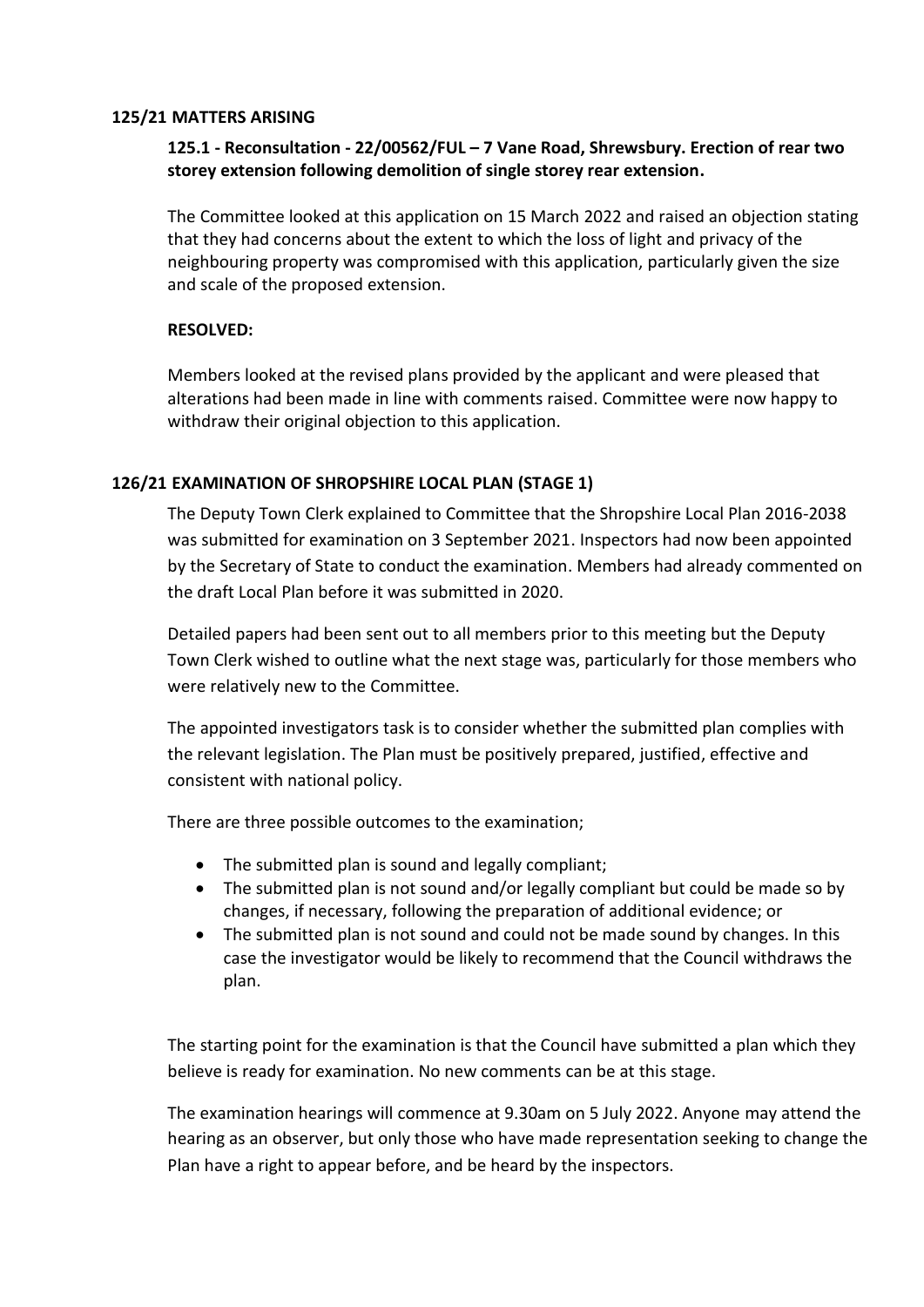### 125/21 MATTERS ARISING

**125.1 - Reconsultation - 22/00562/FUL – 7 Vane Road, Shrewsbury. Erection of rear two storey extension following demolition of single storey rear extension.**

The Committee looked at this application on 15 March 2022 and raised an objection stating that they had concerns about the extent to which the loss of light and privacy of the neighbouring property was compromised with this application, particularly given the size and scale of the proposed extension.

**RESOLVED:**

Members looked at the revised plans provided by the applicant and were pleased that alterations had been made in line with comments raised. Committee were now happy to withdraw their original objection to this application.

### 126/21 EXAMINATION OF SHROPSHIRE LOCAL PLAN (STAGE 1)

The Deputy Town Clerk explained to Committee that the Shropshire Local Plan 2016-2038 was submitted for examination on 3 September 2021. Inspectors had now been appointed by the Secretary of State to conduct the examination. Members had already commented on the draft Local Plan before it was submitted in 2020.

Detailed papers had been sent out to all members prior to this meeting but the Deputy Town Clerk wished to outline what the next stage was, particularly for those members who were relatively new to the Committee.

The appointed investigators task is to consider whether the submitted plan complies with the relevant legislation. The Plan must be positively prepared, justified, effective and consistent with national policy.

There are three possible outcomes to the examination;

- The submitted plan is sound and legally compliant;
- The submitted plan is not sound and/or legally compliant but could be made so by changes, if necessary, following the preparation of additional evidence; or
- The submitted plan is not sound and could not be made sound by changes. In this case the investigator would be likely to recommend that the Council withdraws the plan.

The starting point for the examination is that the Council have submitted a plan which they believe is ready for examination. No new comments can be at this stage.

The examination hearings will commence at 9.30am on 5 July 2022. Anyone may attend the hearing as an observer, but only those who have made representation seeking to change the Plan have a right to appear before, and be heard by the inspectors.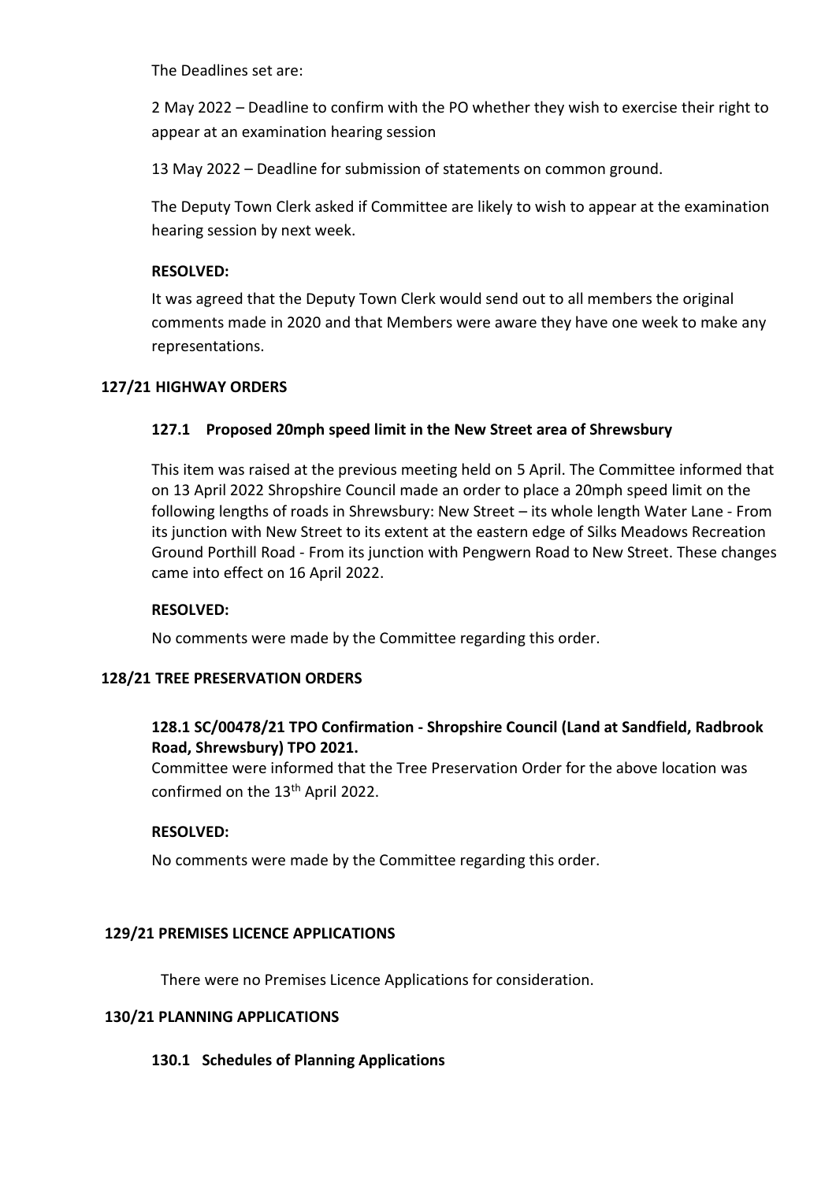The Deadlines set are:

2 May 2022 – Deadline to confirm with the PO whether they wish to exercise their right to appear at an examination hearing session

13 May 2022 – Deadline for submission of statements on common ground.

The Deputy Town Clerk asked if Committee are likely to wish to appear at the examination hearing session by next week.

**RESOLVED:**

It was agreed that the Deputy Town Clerk would send out to all members the original comments made in 2020 and that Members were aware they have one week to make any representations.

## 127/21 HIGHWAY ORDERS

### 127.1 Proposed 20mph speed limit in the New Street area of Shrewsbury

This item was raised at the previous meeting held on 5 April. The Committee informed that on 13 April 2022 Shropshire Council made an order to place a 20mph speed limit on the following lengths of roads in Shrewsbury: New Street – its whole length Water Lane - From its junction with New Street to its extent at the eastern edge of Silks Meadows Recreation Ground Porthill Road - From its junction with Pengwern Road to New Street. These changes came into effect on 16 April 2022.

**RESOLVED:**

No comments were made by the Committee regarding this order.

## 128/21 TREE PRESERVATION ORDERS

### 128.1 SC/00478/21 TPO Confirmation - Shropshire Council (Land at Sandfield, Radbrook Road, Shrewsbury) TPO 2021.

Committee were informed that the Tree Preservation Order for the above location was confirmed on the 13th April 2022.

**RESOLVED:**

No comments were made by the Committee regarding this order.

## 129/21 PREMISES LICENCE APPLICATIONS

There were no Premises Licence Applications for consideration.

## 130/21 PLANNING APPLICATIONS

### 130.1 Schedules of Planning Applications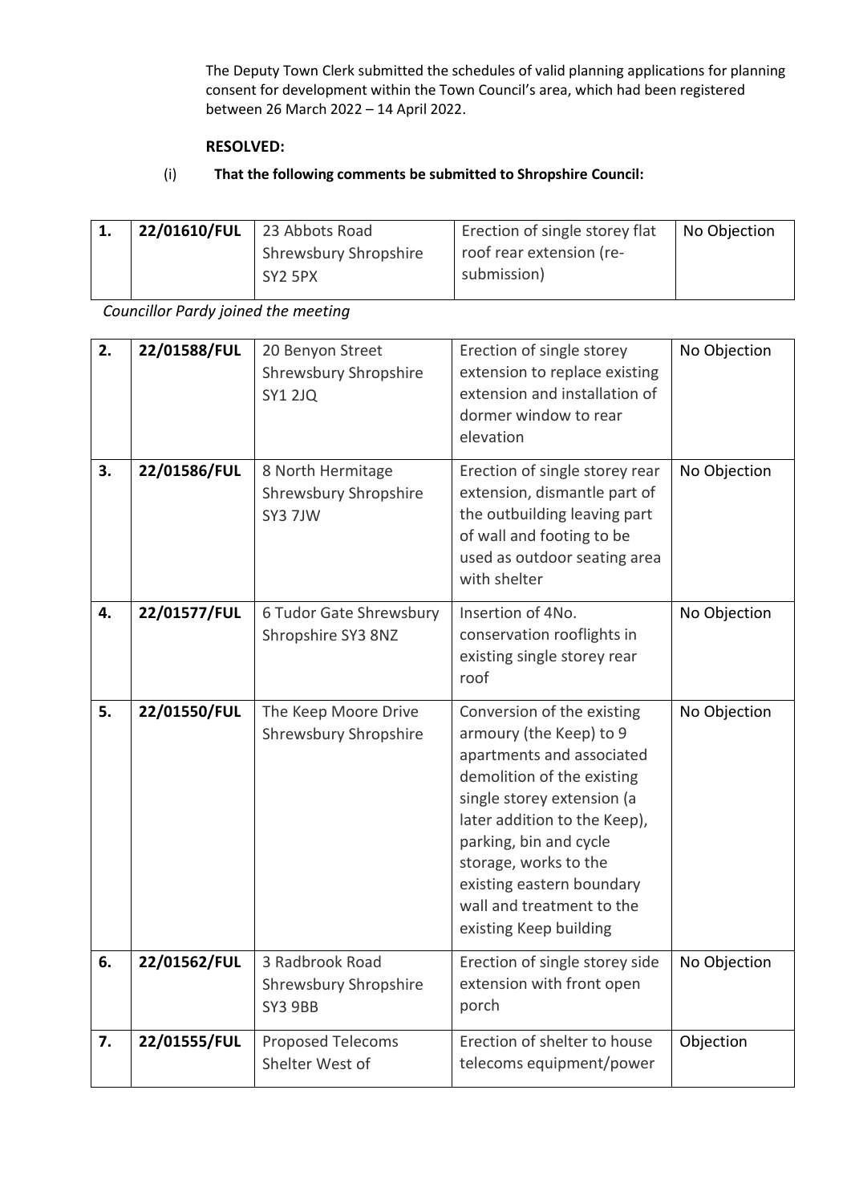The Deputy Town Clerk submitted the schedules of valid planning applications for planning consent for development within the Town Council's area, which had been registered between 26 March 2022 – 14 April 2022.

**RESOLVED:**

(i) **That the following comments be submitted to Shropshire Council:**

| | | | | |
|---|---|---|---|---|
| **1.** | **22/01610/FUL** | 23 Abbots Road Shrewsbury Shropshire SY2 5PX | Erection of single storey flat roof rear extension (re-submission) | No Objection |

*Councillor Pardy joined the meeting*

| | | | | |
|---|---|---|---|---|
| **2.** | **22/01588/FUL** | 20 Benyon Street Shrewsbury Shropshire SY1 2JQ | Erection of single storey extension to replace existing extension and installation of dormer window to rear elevation | No Objection |
| **3.** | **22/01586/FUL** | 8 North Hermitage Shrewsbury Shropshire SY3 7JW | Erection of single storey rear extension, dismantle part of the outbuilding leaving part of wall and footing to be used as outdoor seating area with shelter | No Objection |
| **4.** | **22/01577/FUL** | 6 Tudor Gate Shrewsbury Shropshire SY3 8NZ | Insertion of 4No. conservation rooflights in existing single storey rear roof | No Objection |
| **5.** | **22/01550/FUL** | The Keep Moore Drive Shrewsbury Shropshire | Conversion of the existing armoury (the Keep) to 9 apartments and associated demolition of the existing single storey extension (a later addition to the Keep), parking, bin and cycle storage, works to the existing eastern boundary wall and treatment to the existing Keep building | No Objection |
| **6.** | **22/01562/FUL** | 3 Radbrook Road Shrewsbury Shropshire SY3 9BB | Erection of single storey side extension with front open porch | No Objection |
| **7.** | **22/01555/FUL** | Proposed Telecoms Shelter West of | Erection of shelter to house telecoms equipment/power | Objection |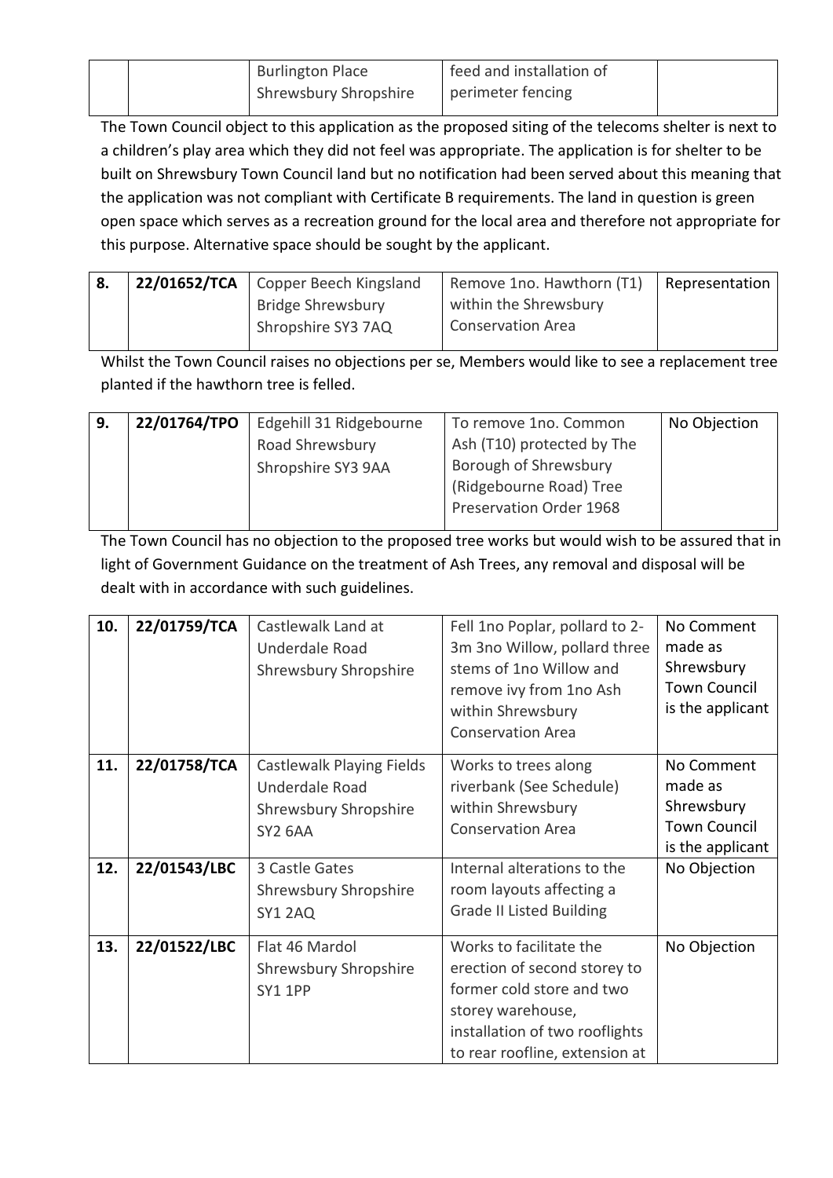| | | Burlington Place Shrewsbury Shropshire | feed and installation of perimeter fencing | |
|---|---|---|---|---|

The Town Council object to this application as the proposed siting of the telecoms shelter is next to a children's play area which they did not feel was appropriate. The application is for shelter to be built on Shrewsbury Town Council land but no notification had been served about this meaning that the application was not compliant with Certificate B requirements. The land in question is green open space which serves as a recreation ground for the local area and therefore not appropriate for this purpose. Alternative space should be sought by the applicant.

| **8.** | **22/01652/TCA** | Copper Beech Kingsland Bridge Shrewsbury Shropshire SY3 7AQ | Remove 1no. Hawthorn (T1) within the Shrewsbury Conservation Area | Representation |
|---|---|---|---|---|

Whilst the Town Council raises no objections per se, Members would like to see a replacement tree planted if the hawthorn tree is felled.

| **9.** | **22/01764/TPO** | Edgehill 31 Ridgebourne Road Shrewsbury Shropshire SY3 9AA | To remove 1no. Common Ash (T10) protected by The Borough of Shrewsbury (Ridgebourne Road) Tree Preservation Order 1968 | No Objection |
|---|---|---|---|---|

The Town Council has no objection to the proposed tree works but would wish to be assured that in light of Government Guidance on the treatment of Ash Trees, any removal and disposal will be dealt with in accordance with such guidelines.

| **10.** | **22/01759/TCA** | Castlewalk Land at Underdale Road Shrewsbury Shropshire | Fell 1no Poplar, pollard to 2-3m 3no Willow, pollard three stems of 1no Willow and remove ivy from 1no Ash within Shrewsbury Conservation Area | No Comment made as Shrewsbury Town Council is the applicant |
|---|---|---|---|---|
| **11.** | **22/01758/TCA** | Castlewalk Playing Fields Underdale Road Shrewsbury Shropshire SY2 6AA | Works to trees along riverbank (See Schedule) within Shrewsbury Conservation Area | No Comment made as Shrewsbury Town Council is the applicant |
| **12.** | **22/01543/LBC** | 3 Castle Gates Shrewsbury Shropshire SY1 2AQ | Internal alterations to the room layouts affecting a Grade II Listed Building | No Objection |
| **13.** | **22/01522/LBC** | Flat 46 Mardol Shrewsbury Shropshire SY1 1PP | Works to facilitate the erection of second storey to former cold store and two storey warehouse, installation of two rooflights to rear roofline, extension at | No Objection |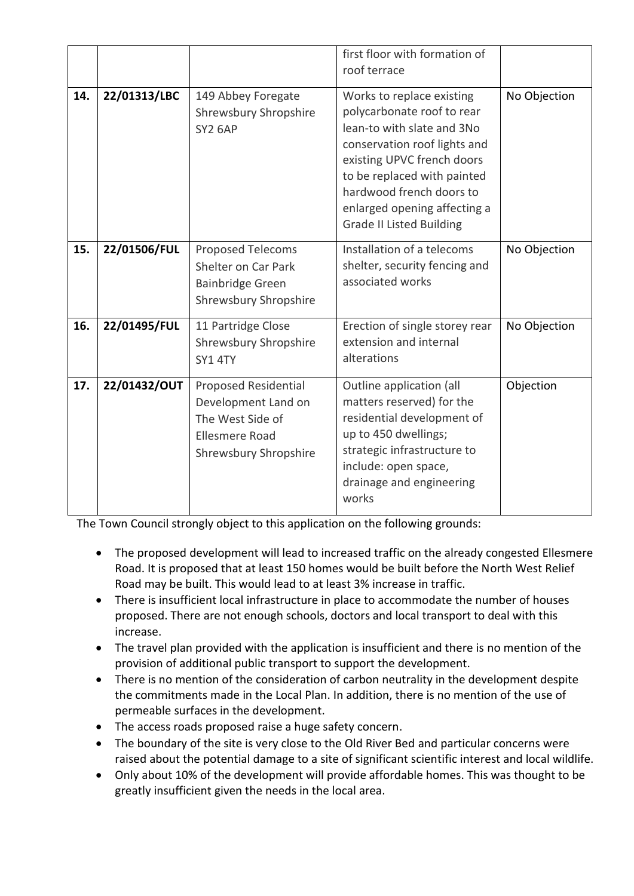|  |  |  | first floor with formation of roof terrace |  |
| --- | --- | --- | --- | --- |
| **14.** | **22/01313/LBC** | 149 Abbey Foregate Shrewsbury Shropshire SY2 6AP | Works to replace existing polycarbonate roof to rear lean-to with slate and 3No conservation roof lights and existing UPVC french doors to be replaced with painted hardwood french doors to enlarged opening affecting a Grade II Listed Building | No Objection |
| **15.** | **22/01506/FUL** | Proposed Telecoms Shelter on Car Park Bainbridge Green Shrewsbury Shropshire | Installation of a telecoms shelter, security fencing and associated works | No Objection |
| **16.** | **22/01495/FUL** | 11 Partridge Close Shrewsbury Shropshire SY1 4TY | Erection of single storey rear extension and internal alterations | No Objection |
| **17.** | **22/01432/OUT** | Proposed Residential Development Land on The West Side of Ellesmere Road Shrewsbury Shropshire | Outline application (all matters reserved) for the residential development of up to 450 dwellings; strategic infrastructure to include: open space, drainage and engineering works | Objection |

The Town Council strongly object to this application on the following grounds:

- The proposed development will lead to increased traffic on the already congested Ellesmere Road. It is proposed that at least 150 homes would be built before the North West Relief Road may be built. This would lead to at least 3% increase in traffic.
- There is insufficient local infrastructure in place to accommodate the number of houses proposed. There are not enough schools, doctors and local transport to deal with this increase.
- The travel plan provided with the application is insufficient and there is no mention of the provision of additional public transport to support the development.
- There is no mention of the consideration of carbon neutrality in the development despite the commitments made in the Local Plan. In addition, there is no mention of the use of permeable surfaces in the development.
- The access roads proposed raise a huge safety concern.
- The boundary of the site is very close to the Old River Bed and particular concerns were raised about the potential damage to a site of significant scientific interest and local wildlife.
- Only about 10% of the development will provide affordable homes. This was thought to be greatly insufficient given the needs in the local area.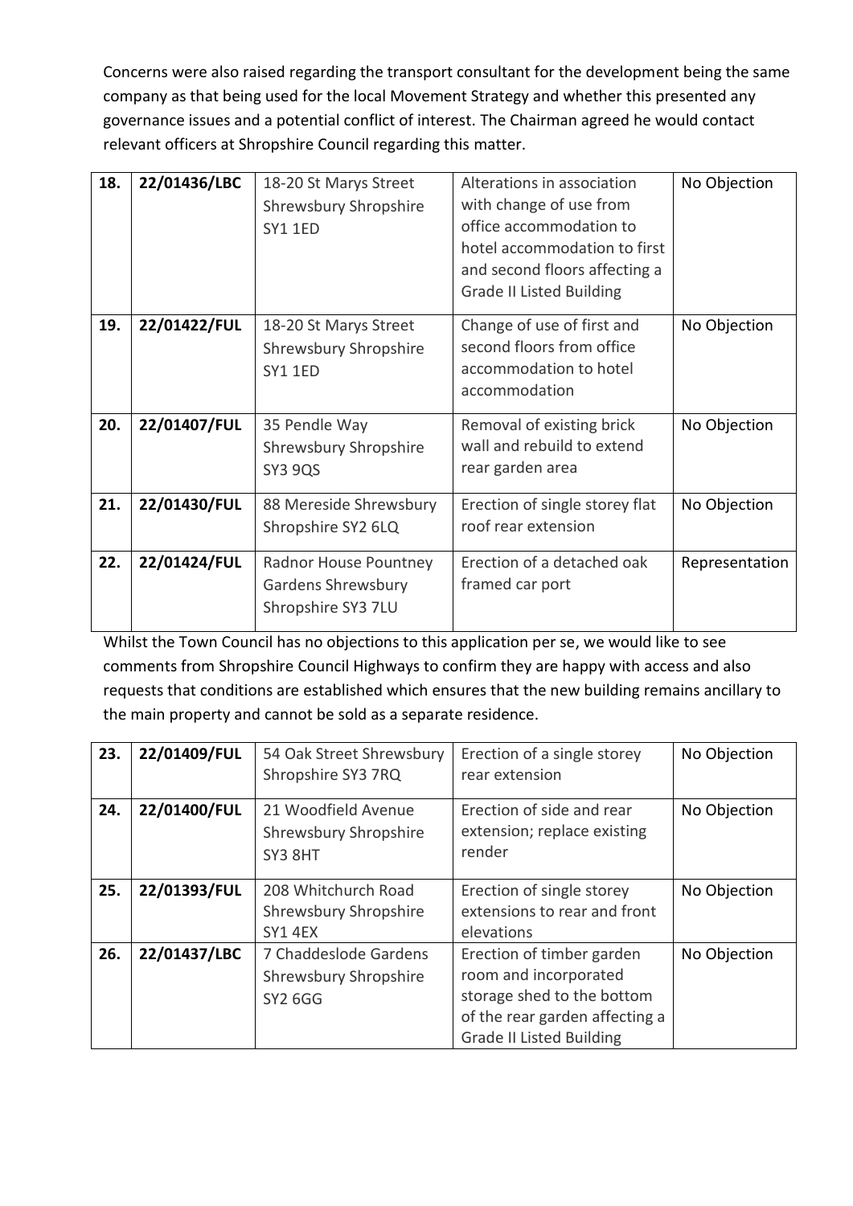Concerns were also raised regarding the transport consultant for the development being the same company as that being used for the local Movement Strategy and whether this presented any governance issues and a potential conflict of interest. The Chairman agreed he would contact relevant officers at Shropshire Council regarding this matter.

| | | | | |
|---|---|---|---|---|
| 18. | 22/01436/LBC | 18-20 St Marys Street Shrewsbury Shropshire SY1 1ED | Alterations in association with change of use from office accommodation to hotel accommodation to first and second floors affecting a Grade II Listed Building | No Objection |
| 19. | 22/01422/FUL | 18-20 St Marys Street Shrewsbury Shropshire SY1 1ED | Change of use of first and second floors from office accommodation to hotel accommodation | No Objection |
| 20. | 22/01407/FUL | 35 Pendle Way Shrewsbury Shropshire SY3 9QS | Removal of existing brick wall and rebuild to extend rear garden area | No Objection |
| 21. | 22/01430/FUL | 88 Mereside Shrewsbury Shropshire SY2 6LQ | Erection of single storey flat roof rear extension | No Objection |
| 22. | 22/01424/FUL | Radnor House Pountney Gardens Shrewsbury Shropshire SY3 7LU | Erection of a detached oak framed car port | Representation |

Whilst the Town Council has no objections to this application per se, we would like to see comments from Shropshire Council Highways to confirm they are happy with access and also requests that conditions are established which ensures that the new building remains ancillary to the main property and cannot be sold as a separate residence.

| | | | | |
|---|---|---|---|---|
| 23. | 22/01409/FUL | 54 Oak Street Shrewsbury Shropshire SY3 7RQ | Erection of a single storey rear extension | No Objection |
| 24. | 22/01400/FUL | 21 Woodfield Avenue Shrewsbury Shropshire SY3 8HT | Erection of side and rear extension; replace existing render | No Objection |
| 25. | 22/01393/FUL | 208 Whitchurch Road Shrewsbury Shropshire SY1 4EX | Erection of single storey extensions to rear and front elevations | No Objection |
| 26. | 22/01437/LBC | 7 Chaddeslode Gardens Shrewsbury Shropshire SY2 6GG | Erection of timber garden room and incorporated storage shed to the bottom of the rear garden affecting a Grade II Listed Building | No Objection |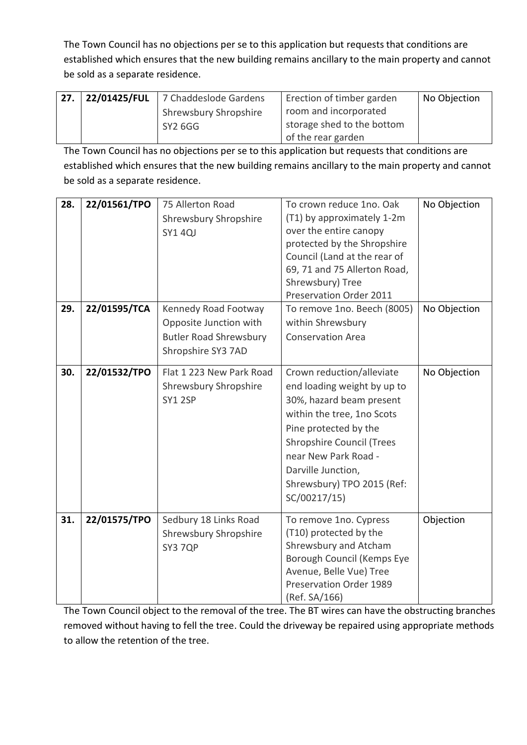The Town Council has no objections per se to this application but requests that conditions are established which ensures that the new building remains ancillary to the main property and cannot be sold as a separate residence.

| 27. | 22/01425/FUL | 7 Chaddeslode Gardens Shrewsbury Shropshire SY2 6GG | Erection of timber garden room and incorporated storage shed to the bottom of the rear garden | No Objection |
|---|---|---|---|---|

The Town Council has no objections per se to this application but requests that conditions are established which ensures that the new building remains ancillary to the main property and cannot be sold as a separate residence.

| 28. | 22/01561/TPO | 75 Allerton Road Shrewsbury Shropshire SY1 4QJ | To crown reduce 1no. Oak (T1) by approximately 1-2m over the entire canopy protected by the Shropshire Council (Land at the rear of 69, 71 and 75 Allerton Road, Shrewsbury) Tree Preservation Order 2011 | No Objection |
|---|---|---|---|---|
| 29. | 22/01595/TCA | Kennedy Road Footway Opposite Junction with Butler Road Shrewsbury Shropshire SY3 7AD | To remove 1no. Beech (8005) within Shrewsbury Conservation Area | No Objection |
| 30. | 22/01532/TPO | Flat 1 223 New Park Road Shrewsbury Shropshire SY1 2SP | Crown reduction/alleviate end loading weight by up to 30%, hazard beam present within the tree, 1no Scots Pine protected by the Shropshire Council (Trees near New Park Road - Darville Junction, Shrewsbury) TPO 2015 (Ref: SC/00217/15) | No Objection |
| 31. | 22/01575/TPO | Sedbury 18 Links Road Shrewsbury Shropshire SY3 7QP | To remove 1no. Cypress (T10) protected by the Shrewsbury and Atcham Borough Council (Kemps Eye Avenue, Belle Vue) Tree Preservation Order 1989 (Ref. SA/166) | Objection |

The Town Council object to the removal of the tree. The BT wires can have the obstructing branches removed without having to fell the tree. Could the driveway be repaired using appropriate methods to allow the retention of the tree.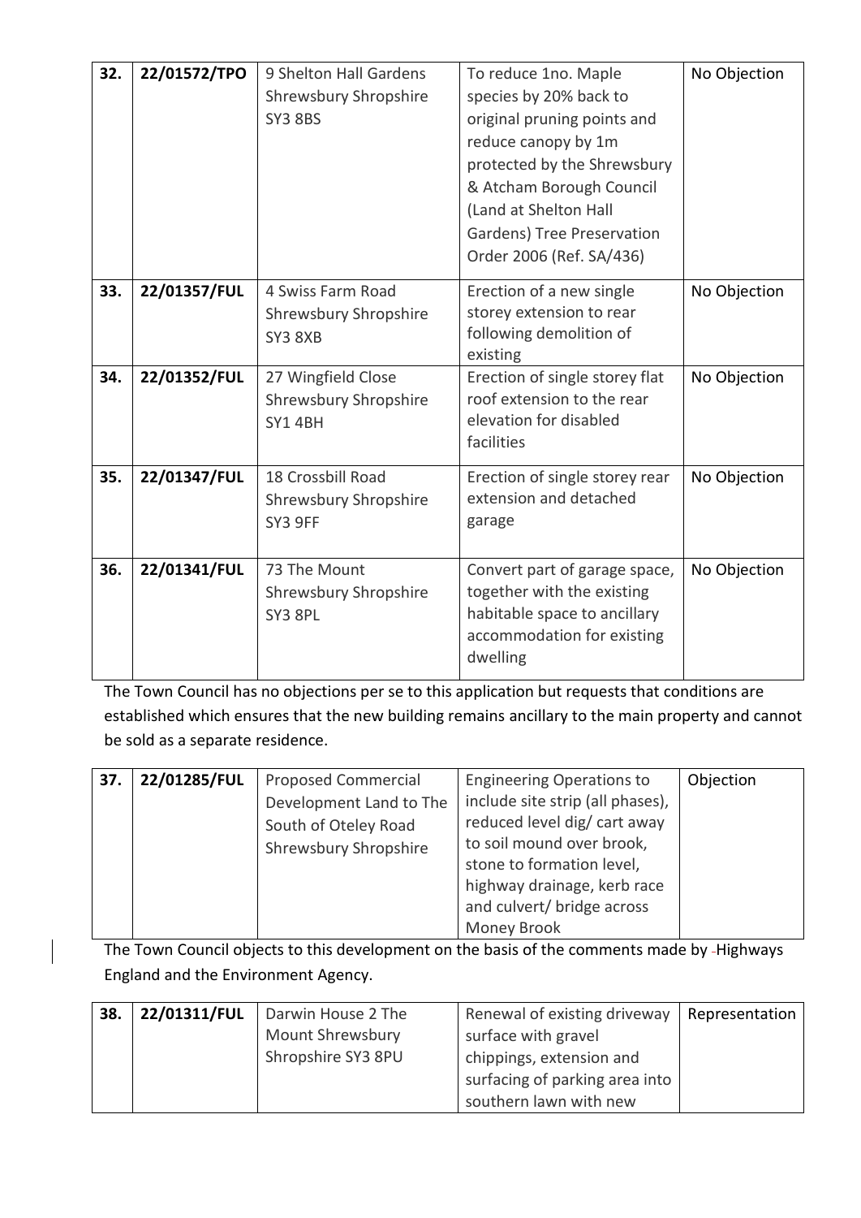| 32. | 22/01572/TPO | 9 Shelton Hall Gardens Shrewsbury Shropshire SY3 8BS | To reduce 1no. Maple species by 20% back to original pruning points and reduce canopy by 1m protected by the Shrewsbury & Atcham Borough Council (Land at Shelton Hall Gardens) Tree Preservation Order 2006 (Ref. SA/436) | No Objection |
|---|---|---|---|---|
| 33. | 22/01357/FUL | 4 Swiss Farm Road Shrewsbury Shropshire SY3 8XB | Erection of a new single storey extension to rear following demolition of existing | No Objection |
| 34. | 22/01352/FUL | 27 Wingfield Close Shrewsbury Shropshire SY1 4BH | Erection of single storey flat roof extension to the rear elevation for disabled facilities | No Objection |
| 35. | 22/01347/FUL | 18 Crossbill Road Shrewsbury Shropshire SY3 9FF | Erection of single storey rear extension and detached garage | No Objection |
| 36. | 22/01341/FUL | 73 The Mount Shrewsbury Shropshire SY3 8PL | Convert part of garage space, together with the existing habitable space to ancillary accommodation for existing dwelling | No Objection |

The Town Council has no objections per se to this application but requests that conditions are established which ensures that the new building remains ancillary to the main property and cannot be sold as a separate residence.

| 37. | 22/01285/FUL | Proposed Commercial Development Land to The South of Oteley Road Shrewsbury Shropshire | Engineering Operations to include site strip (all phases), reduced level dig/ cart away to soil mound over brook, stone to formation level, highway drainage, kerb race and culvert/ bridge across Money Brook | Objection |
|---|---|---|---|---|

The Town Council objects to this development on the basis of the comments made by Highways England and the Environment Agency.

| 38. | 22/01311/FUL | Darwin House 2 The Mount Shrewsbury Shropshire SY3 8PU | Renewal of existing driveway surface with gravel chippings, extension and surfacing of parking area into southern lawn with new | Representation |
|---|---|---|---|---|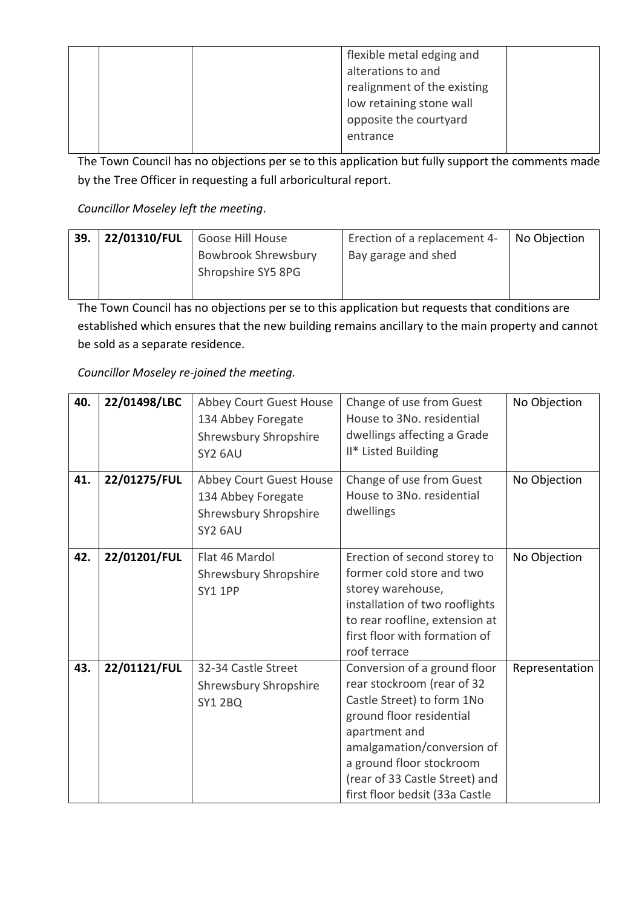| | | | flexible metal edging and alterations to and realignment of the existing low retaining stone wall opposite the courtyard entrance | |
|---|---|---|---|---|

The Town Council has no objections per se to this application but fully support the comments made by the Tree Officer in requesting a full arboricultural report.

*Councillor Moseley left the meeting*.

| 39. | 22/01310/FUL | Goose Hill House Bowbrook Shrewsbury Shropshire SY5 8PG | Erection of a replacement 4-Bay garage and shed | No Objection |
|---|---|---|---|---|

The Town Council has no objections per se to this application but requests that conditions are established which ensures that the new building remains ancillary to the main property and cannot be sold as a separate residence.

*Councillor Moseley re-joined the meeting.*

| 40. | 22/01498/LBC | Abbey Court Guest House 134 Abbey Foregate Shrewsbury Shropshire SY2 6AU | Change of use from Guest House to 3No. residential dwellings affecting a Grade II* Listed Building | No Objection |
|---|---|---|---|---|
| 41. | 22/01275/FUL | Abbey Court Guest House 134 Abbey Foregate Shrewsbury Shropshire SY2 6AU | Change of use from Guest House to 3No. residential dwellings | No Objection |
| 42. | 22/01201/FUL | Flat 46 Mardol Shrewsbury Shropshire SY1 1PP | Erection of second storey to former cold store and two storey warehouse, installation of two rooflights to rear roofline, extension at first floor with formation of roof terrace | No Objection |
| 43. | 22/01121/FUL | 32-34 Castle Street Shrewsbury Shropshire SY1 2BQ | Conversion of a ground floor rear stockroom (rear of 32 Castle Street) to form 1No ground floor residential apartment and amalgamation/conversion of a ground floor stockroom (rear of 33 Castle Street) and first floor bedsit (33a Castle | Representation |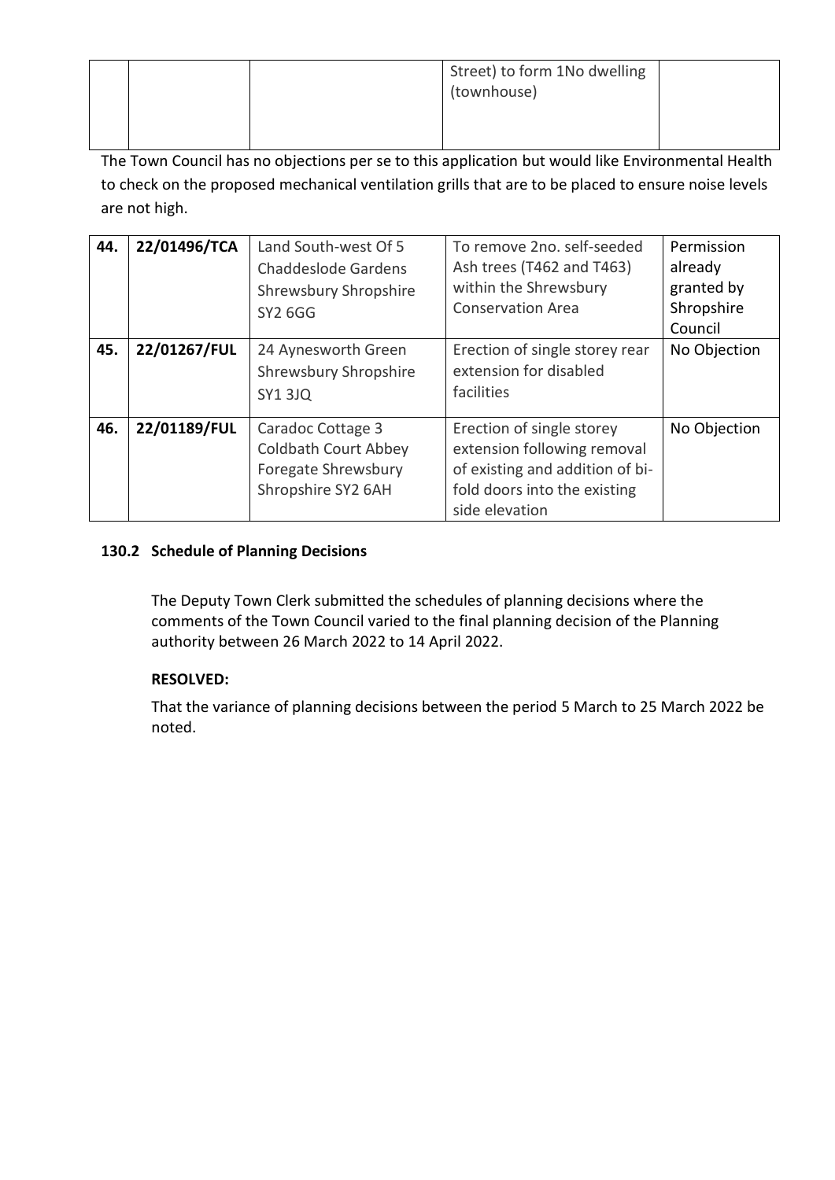| | | | | |
|---|---|---|---|---|
| | | | Street) to form 1No dwelling (townhouse) | |

The Town Council has no objections per se to this application but would like Environmental Health to check on the proposed mechanical ventilation grills that are to be placed to ensure noise levels are not high.

| | | | | |
|---|---|---|---|---|
| **44.** | **22/01496/TCA** | Land South-west Of 5 Chaddeslode Gardens Shrewsbury Shropshire SY2 6GG | To remove 2no. self-seeded Ash trees (T462 and T463) within the Shrewsbury Conservation Area | Permission already granted by Shropshire Council |
| **45.** | **22/01267/FUL** | 24 Aynesworth Green Shrewsbury Shropshire SY1 3JQ | Erection of single storey rear extension for disabled facilities | No Objection |
| **46.** | **22/01189/FUL** | Caradoc Cottage 3 Coldbath Court Abbey Foregate Shrewsbury Shropshire SY2 6AH | Erection of single storey extension following removal of existing and addition of bi-fold doors into the existing side elevation | No Objection |

### 130.2 Schedule of Planning Decisions

The Deputy Town Clerk submitted the schedules of planning decisions where the comments of the Town Council varied to the final planning decision of the Planning authority between 26 March 2022 to 14 April 2022.

**RESOLVED:**

That the variance of planning decisions between the period 5 March to 25 March 2022 be noted.